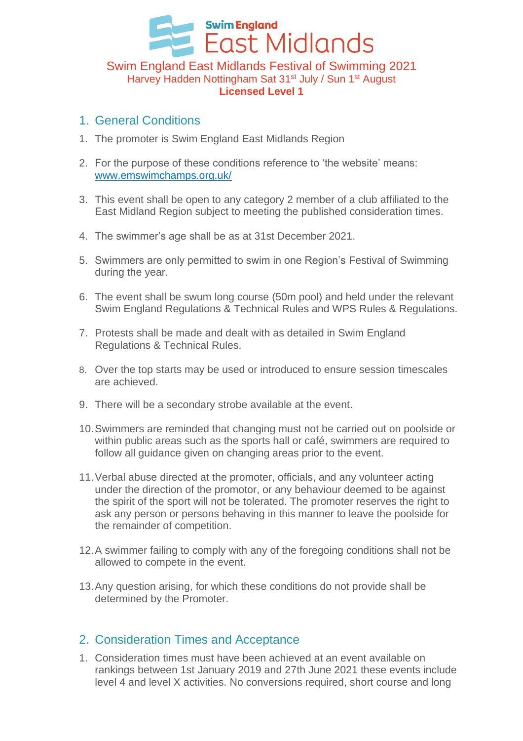Swim England

East Midlands

# Swim England East Midlands Festival of Swimming 2021

Harvey Hadden Nottingham Sat 31st July / Sun 1st August

**Licensed Level 1**

## 1. General Conditions

1. The promoter is Swim England East Midlands Region
2. For the purpose of these conditions reference to 'the website' means: www.emswimchamps.org.uk/
3. This event shall be open to any category 2 member of a club affiliated to the East Midland Region subject to meeting the published consideration times.
4. The swimmer's age shall be as at 31st December 2021.
5. Swimmers are only permitted to swim in one Region's Festival of Swimming during the year.
6. The event shall be swum long course (50m pool) and held under the relevant Swim England Regulations & Technical Rules and WPS Rules & Regulations.
7. Protests shall be made and dealt with as detailed in Swim England Regulations & Technical Rules.
8. Over the top starts may be used or introduced to ensure session timescales are achieved.
9. There will be a secondary strobe available at the event.
10. Swimmers are reminded that changing must not be carried out on poolside or within public areas such as the sports hall or café, swimmers are required to follow all guidance given on changing areas prior to the event.
11. Verbal abuse directed at the promoter, officials, and any volunteer acting under the direction of the promotor, or any behaviour deemed to be against the spirit of the sport will not be tolerated. The promoter reserves the right to ask any person or persons behaving in this manner to leave the poolside for the remainder of competition.
12. A swimmer failing to comply with any of the foregoing conditions shall not be allowed to compete in the event.
13. Any question arising, for which these conditions do not provide shall be determined by the Promoter.

## 2. Consideration Times and Acceptance

1. Consideration times must have been achieved at an event available on rankings between 1st January 2019 and 27th June 2021 these events include level 4 and level X activities. No conversions required, short course and long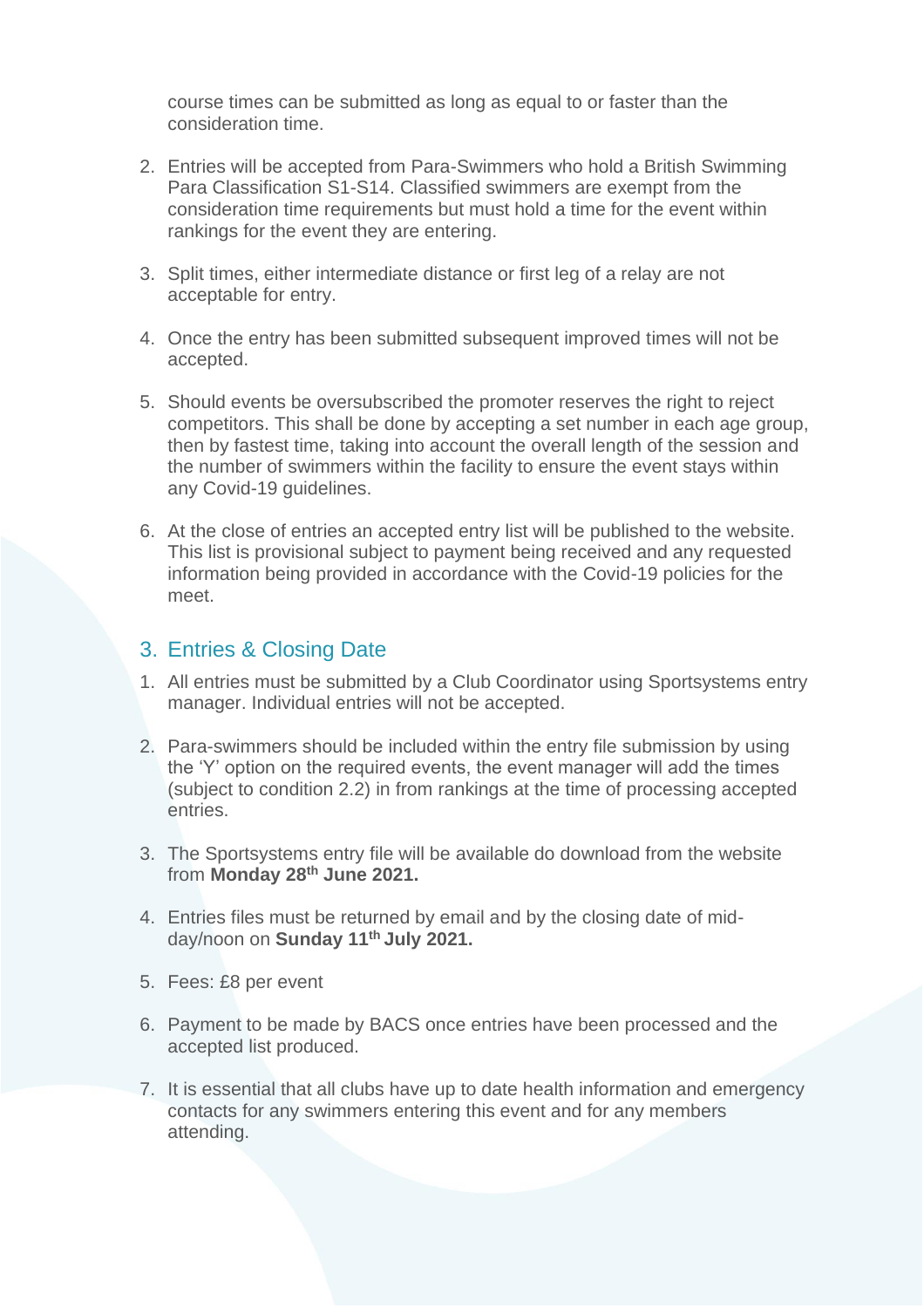course times can be submitted as long as equal to or faster than the consideration time.

2. Entries will be accepted from Para-Swimmers who hold a British Swimming Para Classification S1-S14. Classified swimmers are exempt from the consideration time requirements but must hold a time for the event within rankings for the event they are entering.

3. Split times, either intermediate distance or first leg of a relay are not acceptable for entry.

4. Once the entry has been submitted subsequent improved times will not be accepted.

5. Should events be oversubscribed the promoter reserves the right to reject competitors. This shall be done by accepting a set number in each age group, then by fastest time, taking into account the overall length of the session and the number of swimmers within the facility to ensure the event stays within any Covid-19 guidelines.

6. At the close of entries an accepted entry list will be published to the website. This list is provisional subject to payment being received and any requested information being provided in accordance with the Covid-19 policies for the meet.

## 3. Entries & Closing Date

1. All entries must be submitted by a Club Coordinator using Sportsystems entry manager. Individual entries will not be accepted.

2. Para-swimmers should be included within the entry file submission by using the 'Y' option on the required events, the event manager will add the times (subject to condition 2.2) in from rankings at the time of processing accepted entries.

3. The Sportsystems entry file will be available do download from the website from **Monday 28th June 2021.**

4. Entries files must be returned by email and by the closing date of mid-day/noon on **Sunday 11th July 2021.**

5. Fees: £8 per event

6. Payment to be made by BACS once entries have been processed and the accepted list produced.

7. It is essential that all clubs have up to date health information and emergency contacts for any swimmers entering this event and for any members attending.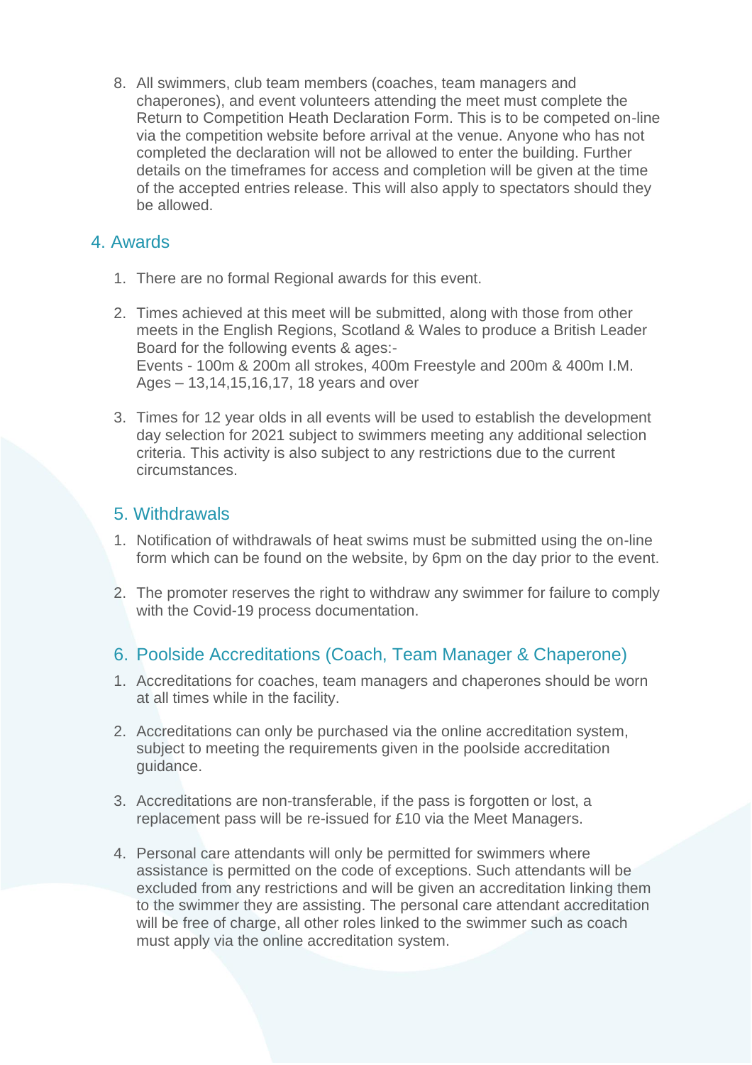8. All swimmers, club team members (coaches, team managers and chaperones), and event volunteers attending the meet must complete the Return to Competition Heath Declaration Form. This is to be competed on-line via the competition website before arrival at the venue. Anyone who has not completed the declaration will not be allowed to enter the building. Further details on the timeframes for access and completion will be given at the time of the accepted entries release. This will also apply to spectators should they be allowed.

## 4. Awards

1. There are no formal Regional awards for this event.

2. Times achieved at this meet will be submitted, along with those from other meets in the English Regions, Scotland & Wales to produce a British Leader Board for the following events & ages:-
   Events - 100m & 200m all strokes, 400m Freestyle and 200m & 400m I.M.
   Ages – 13,14,15,16,17, 18 years and over

3. Times for 12 year olds in all events will be used to establish the development day selection for 2021 subject to swimmers meeting any additional selection criteria. This activity is also subject to any restrictions due to the current circumstances.

## 5. Withdrawals

1. Notification of withdrawals of heat swims must be submitted using the on-line form which can be found on the website, by 6pm on the day prior to the event.

2. The promoter reserves the right to withdraw any swimmer for failure to comply with the Covid-19 process documentation.

## 6. Poolside Accreditations (Coach, Team Manager & Chaperone)

1. Accreditations for coaches, team managers and chaperones should be worn at all times while in the facility.

2. Accreditations can only be purchased via the online accreditation system, subject to meeting the requirements given in the poolside accreditation guidance.

3. Accreditations are non-transferable, if the pass is forgotten or lost, a replacement pass will be re-issued for £10 via the Meet Managers.

4. Personal care attendants will only be permitted for swimmers where assistance is permitted on the code of exceptions. Such attendants will be excluded from any restrictions and will be given an accreditation linking them to the swimmer they are assisting. The personal care attendant accreditation will be free of charge, all other roles linked to the swimmer such as coach must apply via the online accreditation system.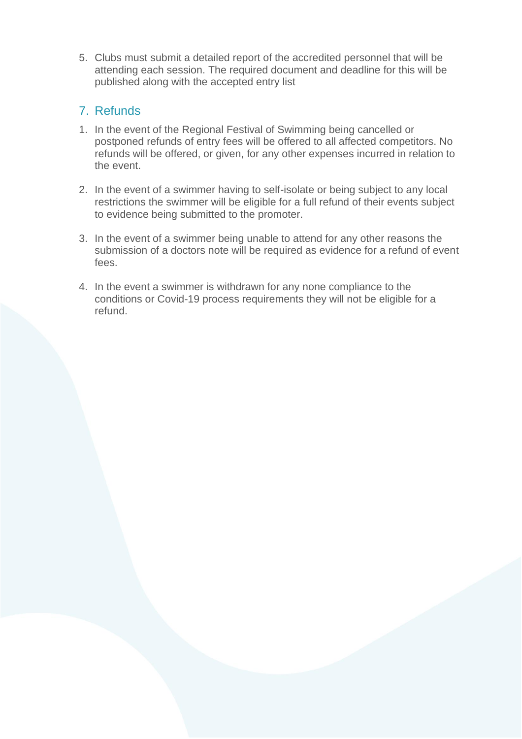5. Clubs must submit a detailed report of the accredited personnel that will be attending each session. The required document and deadline for this will be published along with the accepted entry list

## 7. Refunds

1. In the event of the Regional Festival of Swimming being cancelled or postponed refunds of entry fees will be offered to all affected competitors. No refunds will be offered, or given, for any other expenses incurred in relation to the event.

2. In the event of a swimmer having to self-isolate or being subject to any local restrictions the swimmer will be eligible for a full refund of their events subject to evidence being submitted to the promoter.

3. In the event of a swimmer being unable to attend for any other reasons the submission of a doctors note will be required as evidence for a refund of event fees.

4. In the event a swimmer is withdrawn for any none compliance to the conditions or Covid-19 process requirements they will not be eligible for a refund.